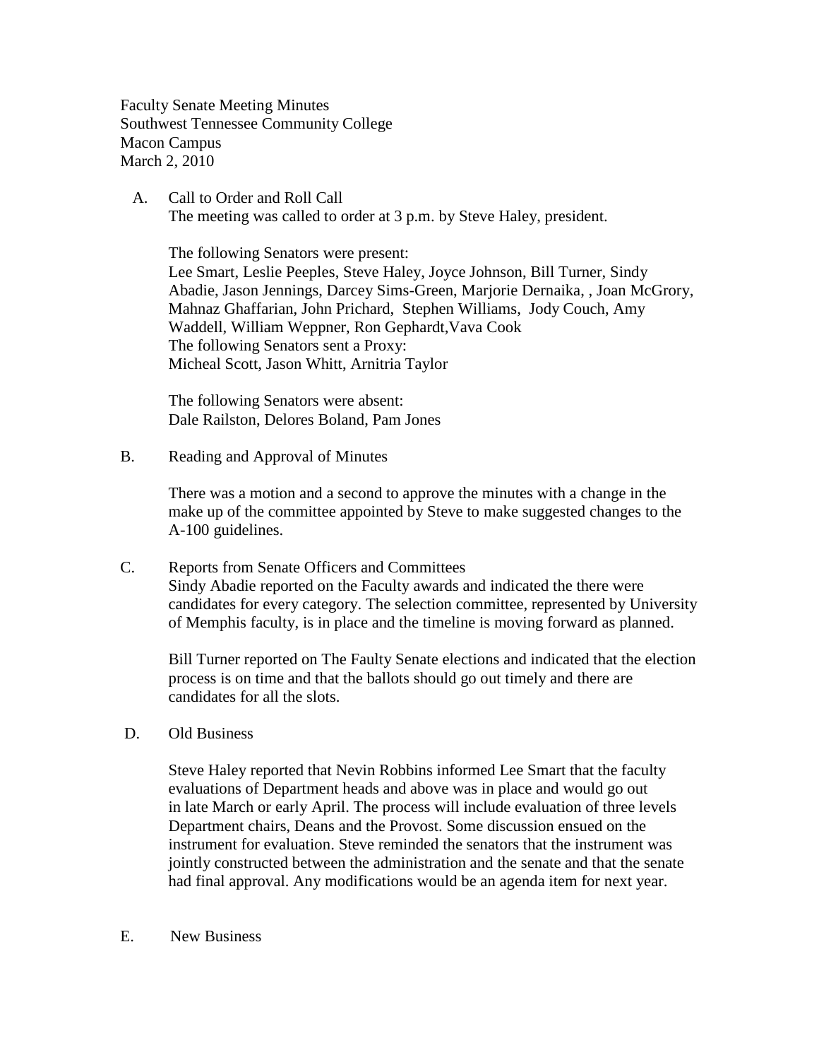Faculty Senate Meeting Minutes
Southwest Tennessee Community College
Macon Campus
March 2, 2010

A. Call to Order and Roll Call

The meeting was called to order at 3 p.m. by Steve Haley, president.

The following Senators were present:
Lee Smart, Leslie Peeples, Steve Haley, Joyce Johnson, Bill Turner, Sindy Abadie, Jason Jennings, Darcey Sims-Green, Marjorie Dernaika, , Joan McGrory, Mahnaz Ghaffarian, John Prichard, Stephen Williams, Jody Couch, Amy Waddell, William Weppner, Ron Gephardt,Vava Cook
The following Senators sent a Proxy:
Micheal Scott, Jason Whitt, Arnitria Taylor

The following Senators were absent:
Dale Railston, Delores Boland, Pam Jones

B. Reading and Approval of Minutes

There was a motion and a second to approve the minutes with a change in the make up of the committee appointed by Steve to make suggested changes to the A-100 guidelines.

C. Reports from Senate Officers and Committees

Sindy Abadie reported on the Faculty awards and indicated the there were candidates for every category. The selection committee, represented by University of Memphis faculty, is in place and the timeline is moving forward as planned.

Bill Turner reported on The Faulty Senate elections and indicated that the election process is on time and that the ballots should go out timely and there are candidates for all the slots.

D. Old Business

Steve Haley reported that Nevin Robbins informed Lee Smart that the faculty evaluations of Department heads and above was in place and would go out in late March or early April. The process will include evaluation of three levels Department chairs, Deans and the Provost. Some discussion ensued on the instrument for evaluation. Steve reminded the senators that the instrument was jointly constructed between the administration and the senate and that the senate had final approval. Any modifications would be an agenda item for next year.

E. New Business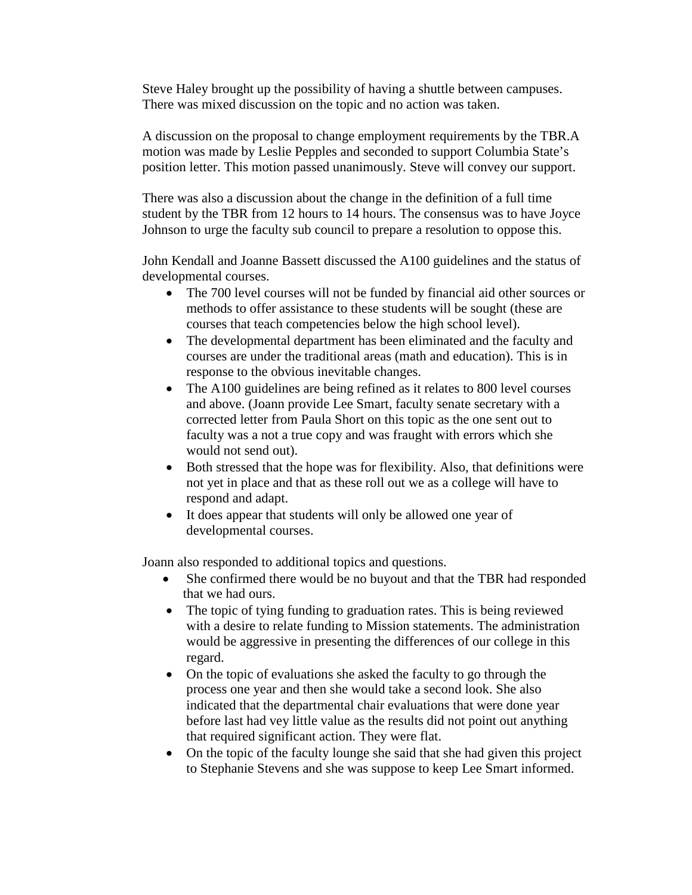Steve Haley brought up the possibility of having a shuttle between campuses. There was mixed discussion on the topic and no action was taken.

A discussion on the proposal to change employment requirements by the TBR.A motion was made by Leslie Pepples and seconded to support Columbia State's position letter. This motion passed unanimously. Steve will convey our support.

There was also a discussion about the change in the definition of a full time student by the TBR from 12 hours to 14 hours. The consensus was to have Joyce Johnson to urge the faculty sub council to prepare a resolution to oppose this.

John Kendall and Joanne Bassett discussed the A100 guidelines and the status of developmental courses.

- The 700 level courses will not be funded by financial aid other sources or methods to offer assistance to these students will be sought (these are courses that teach competencies below the high school level).
- The developmental department has been eliminated and the faculty and courses are under the traditional areas (math and education). This is in response to the obvious inevitable changes.
- The A100 guidelines are being refined as it relates to 800 level courses and above. (Joann provide Lee Smart, faculty senate secretary with a corrected letter from Paula Short on this topic as the one sent out to faculty was a not a true copy and was fraught with errors which she would not send out).
- Both stressed that the hope was for flexibility. Also, that definitions were not yet in place and that as these roll out we as a college will have to respond and adapt.
- It does appear that students will only be allowed one year of developmental courses.

Joann also responded to additional topics and questions.

- She confirmed there would be no buyout and that the TBR had responded that we had ours.
- The topic of tying funding to graduation rates. This is being reviewed with a desire to relate funding to Mission statements. The administration would be aggressive in presenting the differences of our college in this regard.
- On the topic of evaluations she asked the faculty to go through the process one year and then she would take a second look. She also indicated that the departmental chair evaluations that were done year before last had vey little value as the results did not point out anything that required significant action. They were flat.
- On the topic of the faculty lounge she said that she had given this project to Stephanie Stevens and she was suppose to keep Lee Smart informed.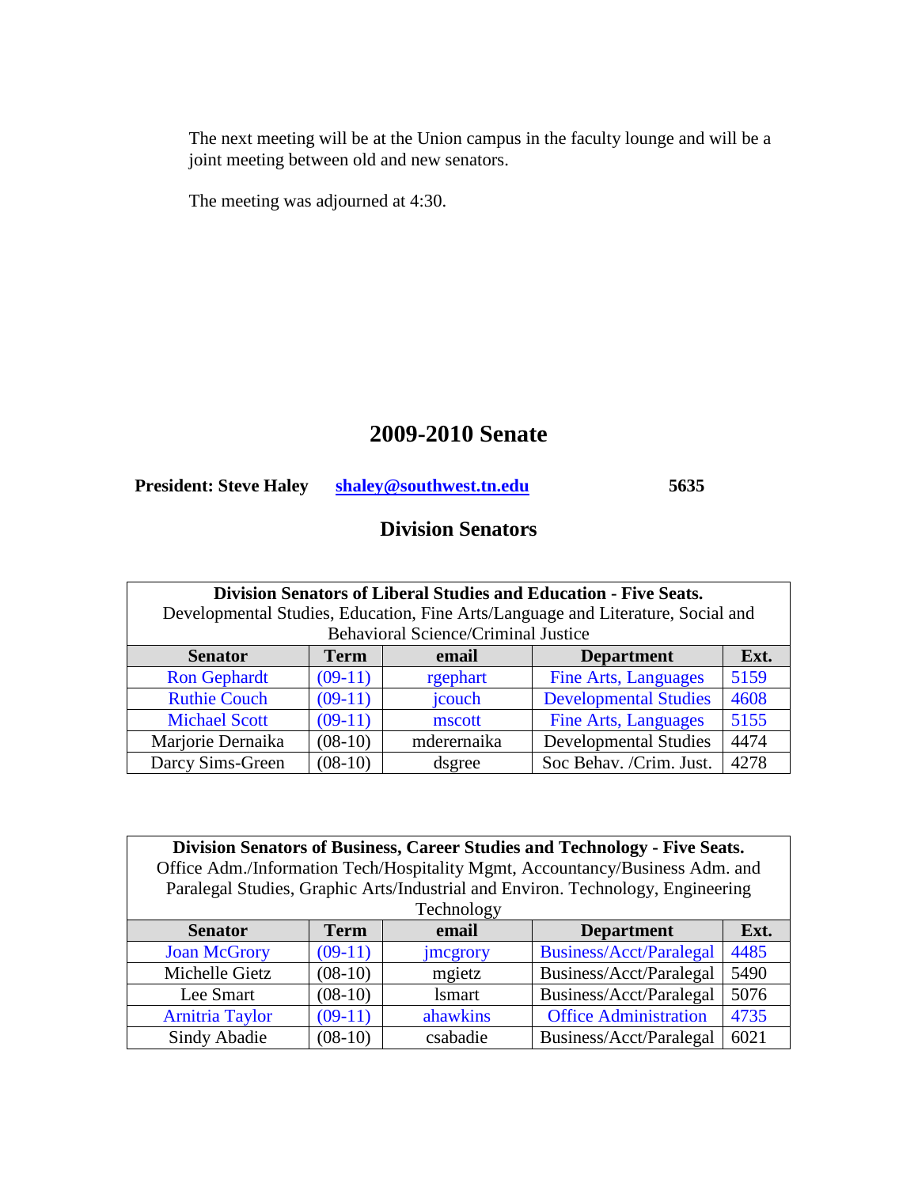The next meeting will be at the Union campus in the faculty lounge and will be a joint meeting between old and new senators.

The meeting was adjourned at 4:30.

## 2009-2010 Senate

**President: Steve Haley** **shaley@southwest.tn.edu** **5635**

### Division Senators

| **Division Senators of Liberal Studies and Education - Five Seats.** Developmental Studies, Education, Fine Arts/Language and Literature, Social and Behavioral Science/Criminal Justice | | | | |
|---|---|---|---|---|
| **Senator** | **Term** | **email** | **Department** | **Ext.** |
| Ron Gephardt | (09-11) | rgephart | Fine Arts, Languages | 5159 |
| Ruthie Couch | (09-11) | jcouch | Developmental Studies | 4608 |
| Michael Scott | (09-11) | mscott | Fine Arts, Languages | 5155 |
| Marjorie Dernaika | (08-10) | mderernaika | Developmental Studies | 4474 |
| Darcy Sims-Green | (08-10) | dsgree | Soc Behav. /Crim. Just. | 4278 |

| **Division Senators of Business, Career Studies and Technology - Five Seats.** Office Adm./Information Tech/Hospitality Mgmt, Accountancy/Business Adm. and Paralegal Studies, Graphic Arts/Industrial and Environ. Technology, Engineering Technology | | | | |
|---|---|---|---|---|
| **Senator** | **Term** | **email** | **Department** | **Ext.** |
| Joan McGrory | (09-11) | jmcgrory | Business/Acct/Paralegal | 4485 |
| Michelle Gietz | (08-10) | mgietz | Business/Acct/Paralegal | 5490 |
| Lee Smart | (08-10) | lsmart | Business/Acct/Paralegal | 5076 |
| Arnitria Taylor | (09-11) | ahawkins | Office Administration | 4735 |
| Sindy Abadie | (08-10) | csabadie | Business/Acct/Paralegal | 6021 |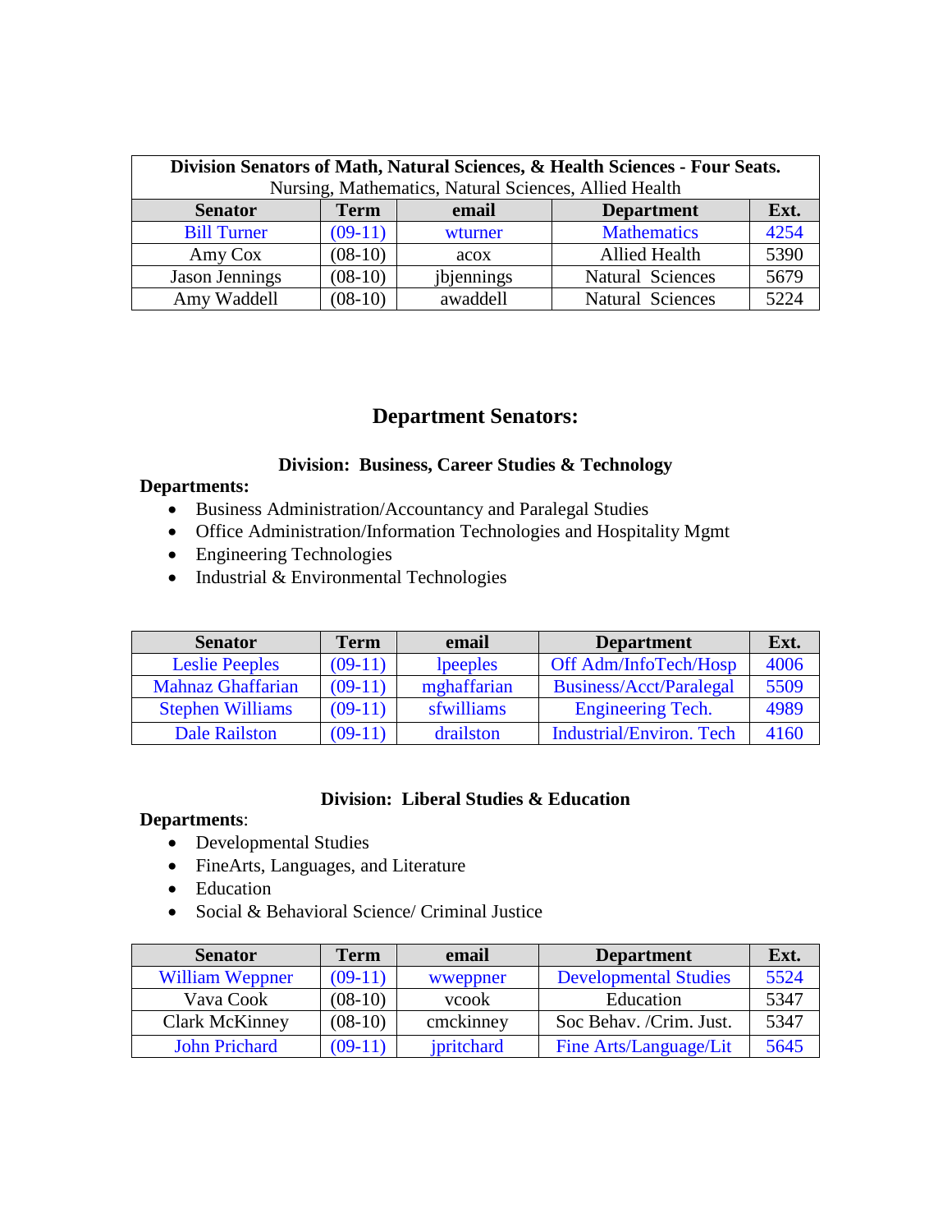| **Division Senators of Math, Natural Sciences, & Health Sciences - Four Seats.** Nursing, Mathematics, Natural Sciences, Allied Health | | | | |
|---|---|---|---|---|
| **Senator** | **Term** | **email** | **Department** | **Ext.** |
| Bill Turner | (09-11) | wturner | Mathematics | 4254 |
| Amy Cox | (08-10) | acox | Allied Health | 5390 |
| Jason Jennings | (08-10) | jbjennings | Natural Sciences | 5679 |
| Amy Waddell | (08-10) | awaddell | Natural Sciences | 5224 |

## Department Senators:

### Division: Business, Career Studies & Technology

**Departments:**

- Business Administration/Accountancy and Paralegal Studies
- Office Administration/Information Technologies and Hospitality Mgmt
- Engineering Technologies
- Industrial & Environmental Technologies

| Senator | Term | email | Department | Ext. |
|---|---|---|---|---|
| Leslie Peeples | (09-11) | lpeeples | Off Adm/InfoTech/Hosp | 4006 |
| Mahnaz Ghaffarian | (09-11) | mghaffarian | Business/Acct/Paralegal | 5509 |
| Stephen Williams | (09-11) | sfwilliams | Engineering Tech. | 4989 |
| Dale Railston | (09-11) | drailston | Industrial/Environ. Tech | 4160 |

### Division: Liberal Studies & Education

**Departments**:

- Developmental Studies
- FineArts, Languages, and Literature
- Education
- Social & Behavioral Science/ Criminal Justice

| Senator | Term | email | Department | Ext. |
|---|---|---|---|---|
| William Weppner | (09-11) | wweppner | Developmental Studies | 5524 |
| Vava Cook | (08-10) | vcook | Education | 5347 |
| Clark McKinney | (08-10) | cmckinney | Soc Behav. /Crim. Just. | 5347 |
| John Prichard | (09-11) | jpritchard | Fine Arts/Language/Lit | 5645 |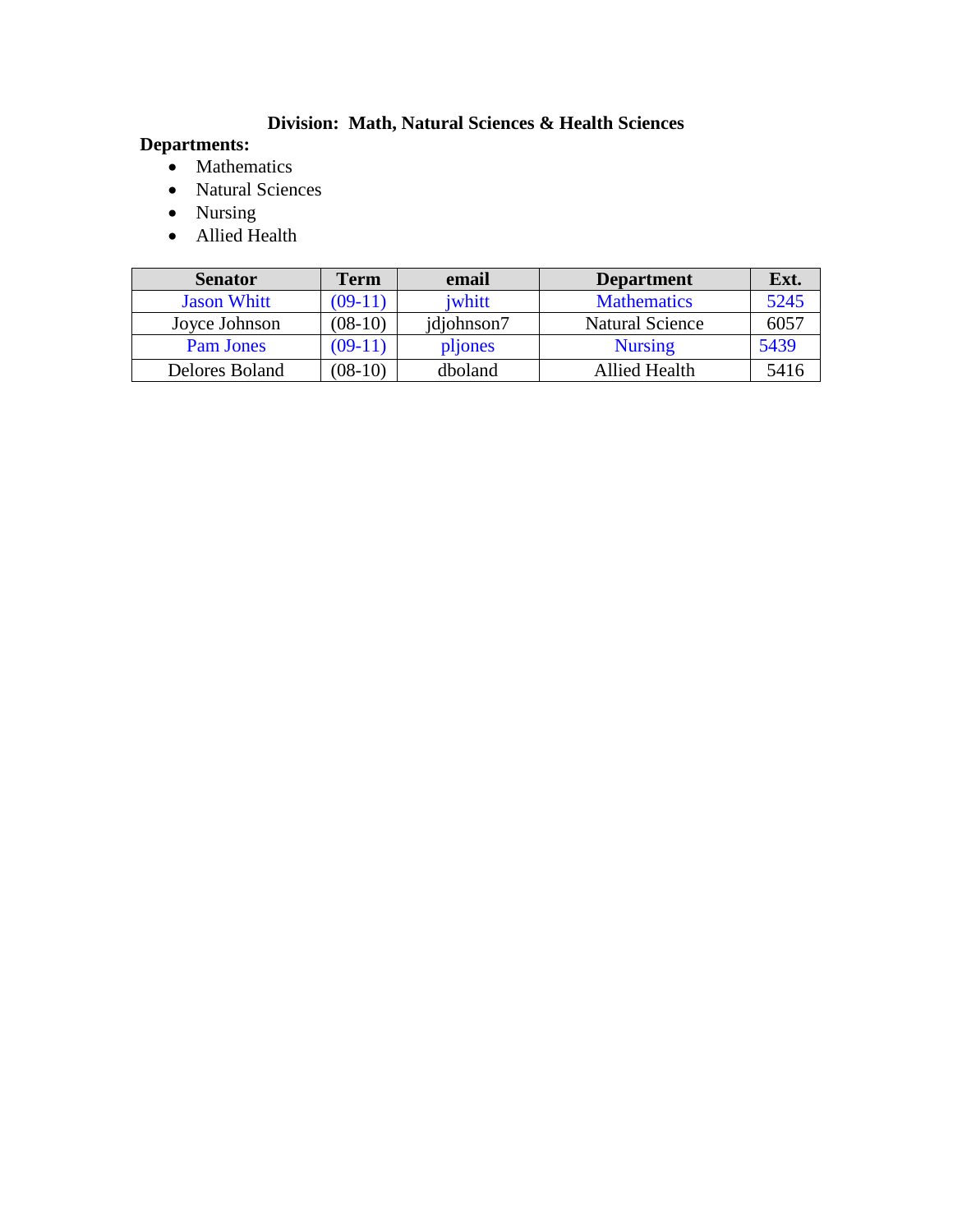**Division: Math, Natural Sciences & Health Sciences**

**Departments:**

- Mathematics
- Natural Sciences
- Nursing
- Allied Health

| Senator | Term | email | Department | Ext. |
|---|---|---|---|---|
| Jason Whitt | (09-11) | jwhitt | Mathematics | 5245 |
| Joyce Johnson | (08-10) | jdjohnson7 | Natural Science | 6057 |
| Pam Jones | (09-11) | pljones | Nursing | 5439 |
| Delores Boland | (08-10) | dboland | Allied Health | 5416 |